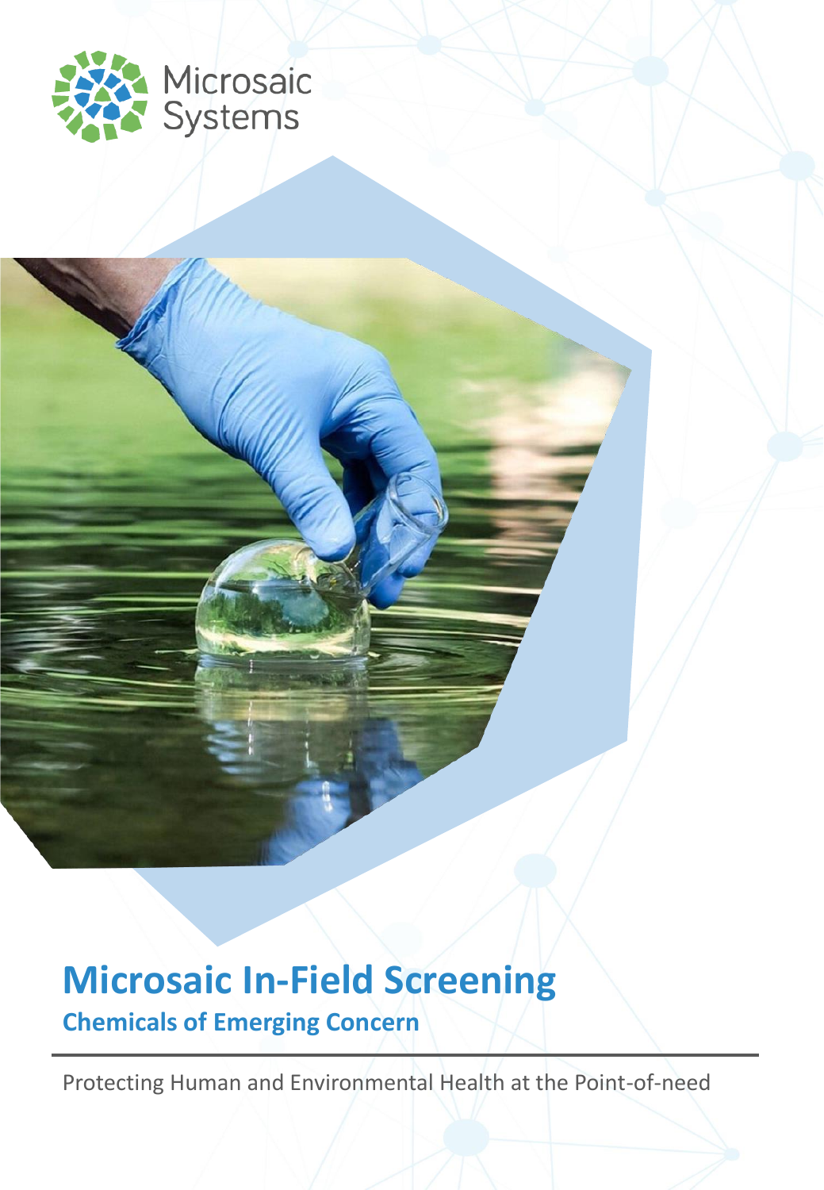Microsaic Systems

# Microsaic In-Field Screening

## Chemicals of Emerging Concern

Protecting Human and Environmental Health at the Point-of-need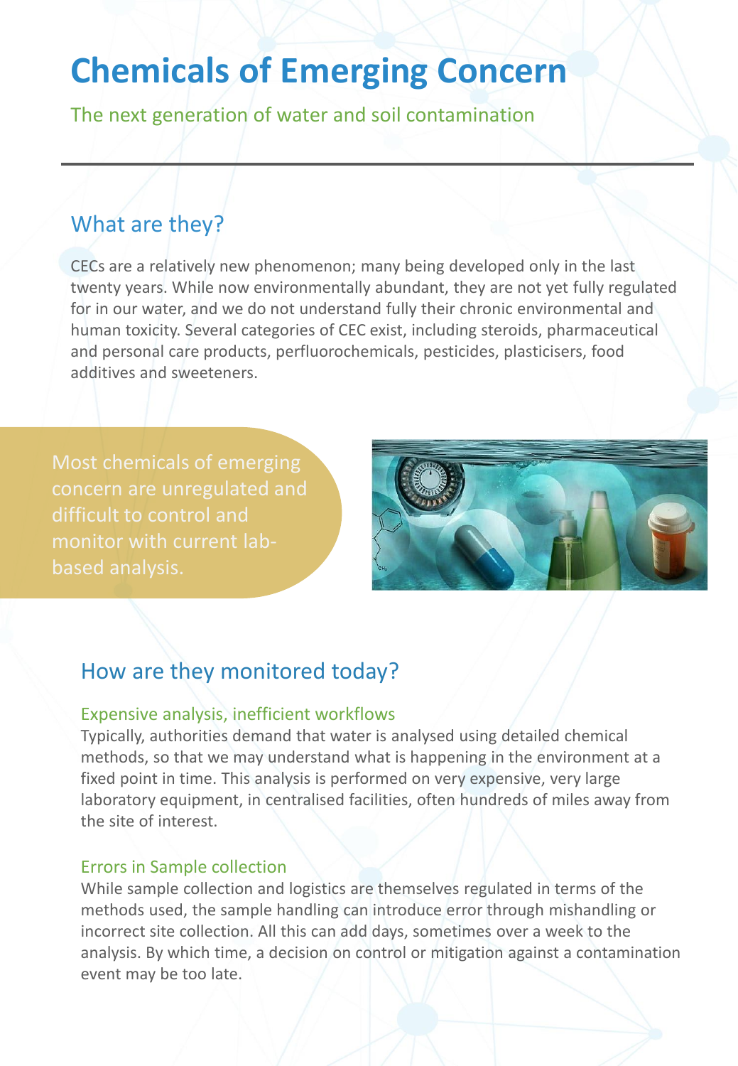# Chemicals of Emerging Concern

The next generation of water and soil contamination

## What are they?

CECs are a relatively new phenomenon; many being developed only in the last twenty years. While now environmentally abundant, they are not yet fully regulated for in our water, and we do not understand fully their chronic environmental and human toxicity. Several categories of CEC exist, including steroids, pharmaceutical and personal care products, perfluorochemicals, pesticides, plasticisers, food additives and sweeteners.

Most chemicals of emerging concern are unregulated and difficult to control and monitor with current lab-based analysis.

## How are they monitored today?

### Expensive analysis, inefficient workflows

Typically, authorities demand that water is analysed using detailed chemical methods, so that we may understand what is happening in the environment at a fixed point in time. This analysis is performed on very expensive, very large laboratory equipment, in centralised facilities, often hundreds of miles away from the site of interest.

### Errors in Sample collection

While sample collection and logistics are themselves regulated in terms of the methods used, the sample handling can introduce error through mishandling or incorrect site collection. All this can add days, sometimes over a week to the analysis. By which time, a decision on control or mitigation against a contamination event may be too late.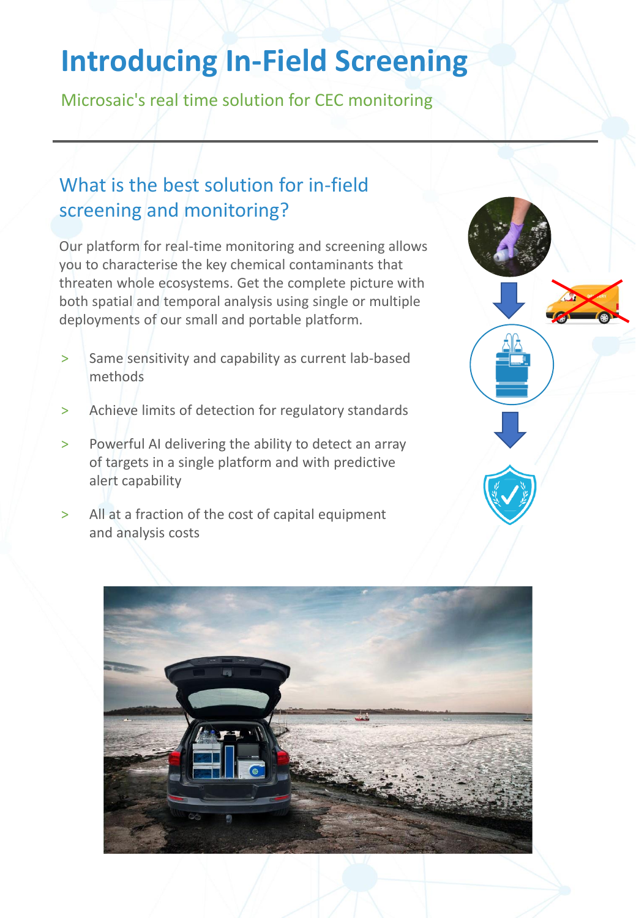# Introducing In-Field Screening

Microsaic's real time solution for CEC monitoring

---

## What is the best solution for in-field screening and monitoring?

Our platform for real-time monitoring and screening allows you to characterise the key chemical contaminants that threaten whole ecosystems. Get the complete picture with both spatial and temporal analysis using single or multiple deployments of our small and portable platform.

> Same sensitivity and capability as current lab-based methods

> Achieve limits of detection for regulatory standards

> Powerful AI delivering the ability to detect an array of targets in a single platform and with predictive alert capability

> All at a fraction of the cost of capital equipment and analysis costs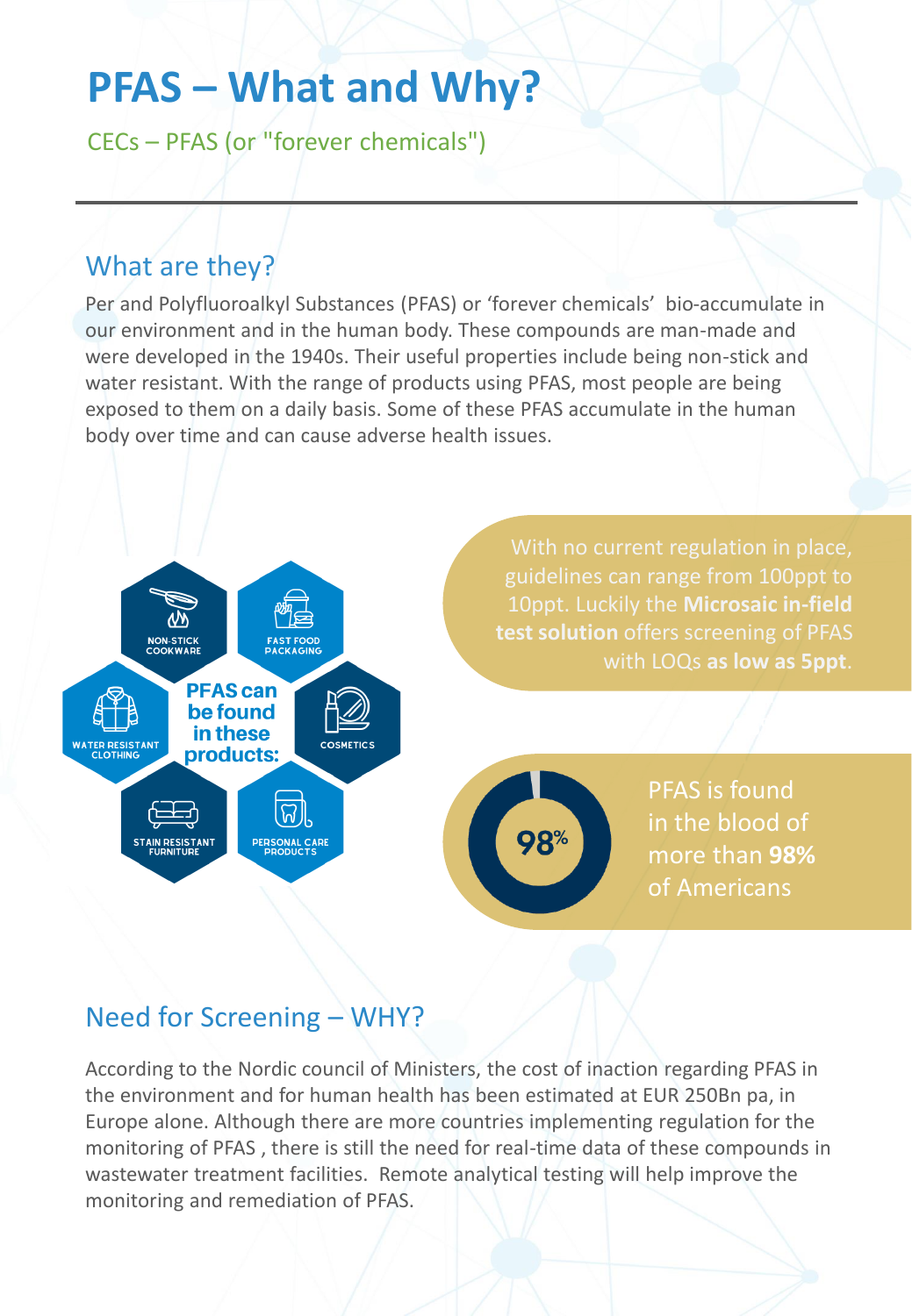# PFAS – What and Why?

CECs – PFAS (or "forever chemicals")

## What are they?

Per and Polyfluoroalkyl Substances (PFAS) or 'forever chemicals' bio-accumulate in our environment and in the human body. These compounds are man-made and were developed in the 1940s. Their useful properties include being non-stick and water resistant. With the range of products using PFAS, most people are being exposed to them on a daily basis. Some of these PFAS accumulate in the human body over time and can cause adverse health issues.

**PFAS can be found in these products:**

- NON-STICK COOKWARE
- FAST FOOD PACKAGING
- WATER RESISTANT CLOTHING
- COSMETICS
- STAIN RESISTANT FURNITURE
- PERSONAL CARE PRODUCTS

With no current regulation in place, guidelines can range from 100ppt to 10ppt. Luckily the **Microsaic in-field test solution** offers screening of PFAS with LOQs **as low as 5ppt**.

98%

PFAS is found in the blood of more than **98%** of Americans

## Need for Screening – WHY?

According to the Nordic council of Ministers, the cost of inaction regarding PFAS in the environment and for human health has been estimated at EUR 250Bn pa, in Europe alone. Although there are more countries implementing regulation for the monitoring of PFAS , there is still the need for real-time data of these compounds in wastewater treatment facilities. Remote analytical testing will help improve the monitoring and remediation of PFAS.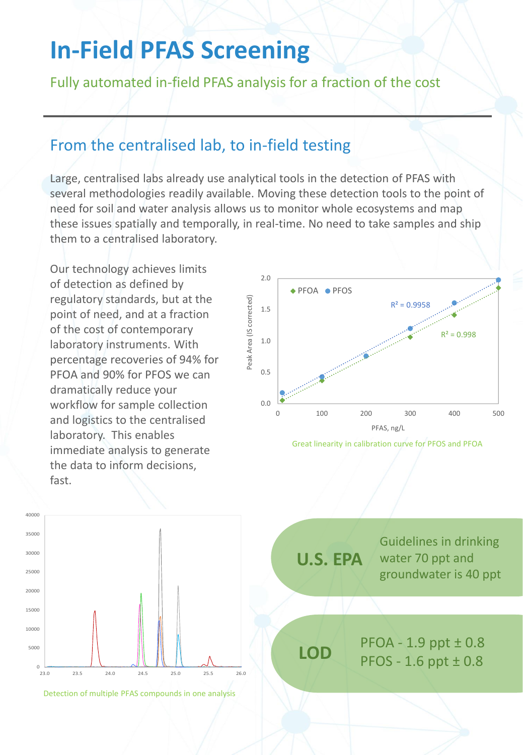# In-Field PFAS Screening

Fully automated in-field PFAS analysis for a fraction of the cost

## From the centralised lab, to in-field testing

Large, centralised labs already use analytical tools in the detection of PFAS with several methodologies readily available. Moving these detection tools to the point of need for soil and water analysis allows us to monitor whole ecosystems and map these issues spatially and temporally, in real-time. No need to take samples and ship them to a centralised laboratory.

Our technology achieves limits of detection as defined by regulatory standards, but at the point of need, and at a fraction of the cost of contemporary laboratory instruments. With percentage recoveries of 94% for PFOA and 90% for PFOS we can dramatically reduce your workflow for sample collection and logistics to the centralised laboratory. This enables immediate analysis to generate the data to inform decisions, fast.

◆ PFOA ● PFOS

$R^2 = 0.9958$

$R^2 = 0.998$

Peak Area (IS corrected)

2.0
1.5
1.0
0.5
0.0

0 100 200 300 400 500

PFAS, ng/L

Great linearity in calibration curve for PFOS and PFOA

40000
35000
30000
25000
20000
15000
10000
5000
0

23.0 23.5 24.0 24.5 25.0 25.5 26.0

Detection of multiple PFAS compounds in one analysis

**U.S. EPA** Guidelines in drinking water 70 ppt and groundwater is 40 ppt

**LOD** PFOA - 1.9 ppt ± 0.8
PFOS - 1.6 ppt ± 0.8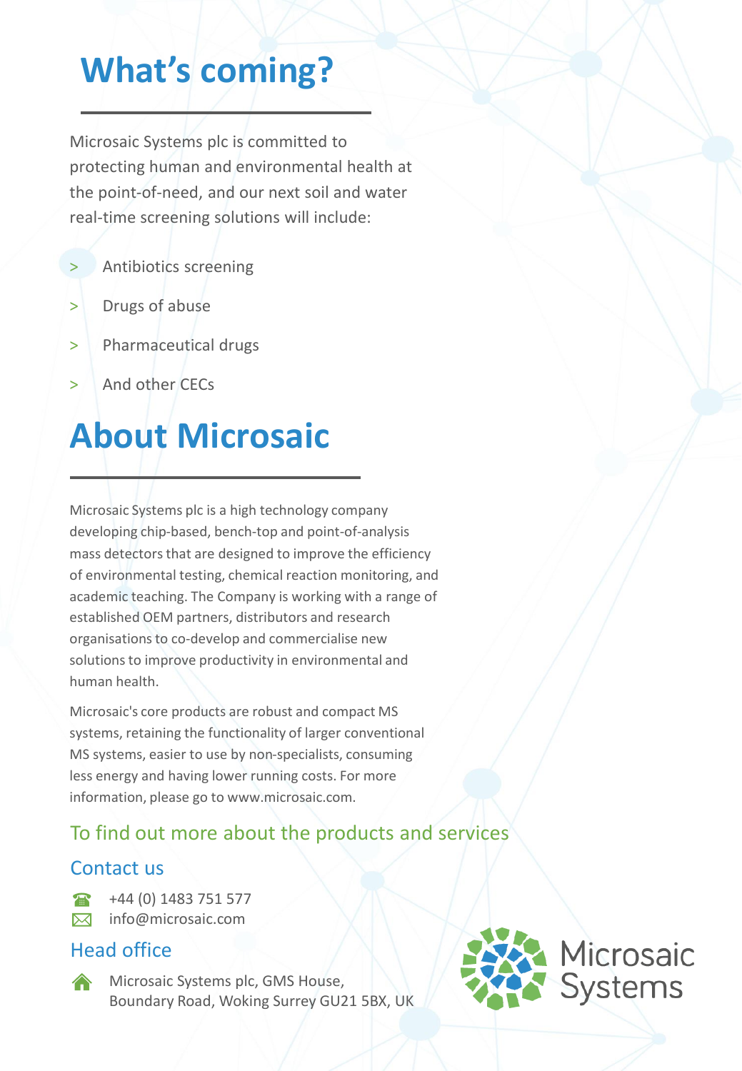# What's coming?

Microsaic Systems plc is committed to protecting human and environmental health at the point-of-need, and our next soil and water real-time screening solutions will include:

- Antibiotics screening
- Drugs of abuse
- Pharmaceutical drugs
- And other CECs

# About Microsaic

Microsaic Systems plc is a high technology company developing chip-based, bench-top and point-of-analysis mass detectors that are designed to improve the efficiency of environmental testing, chemical reaction monitoring, and academic teaching. The Company is working with a range of established OEM partners, distributors and research organisations to co-develop and commercialise new solutions to improve productivity in environmental and human health.

Microsaic's core products are robust and compact MS systems, retaining the functionality of larger conventional MS systems, easier to use by non-specialists, consuming less energy and having lower running costs. For more information, please go to www.microsaic.com.

## To find out more about the products and services

### Contact us

+44 (0) 1483 751 577
info@microsaic.com

### Head office

Microsaic Systems plc, GMS House,
Boundary Road, Woking Surrey GU21 5BX, UK

Microsaic Systems